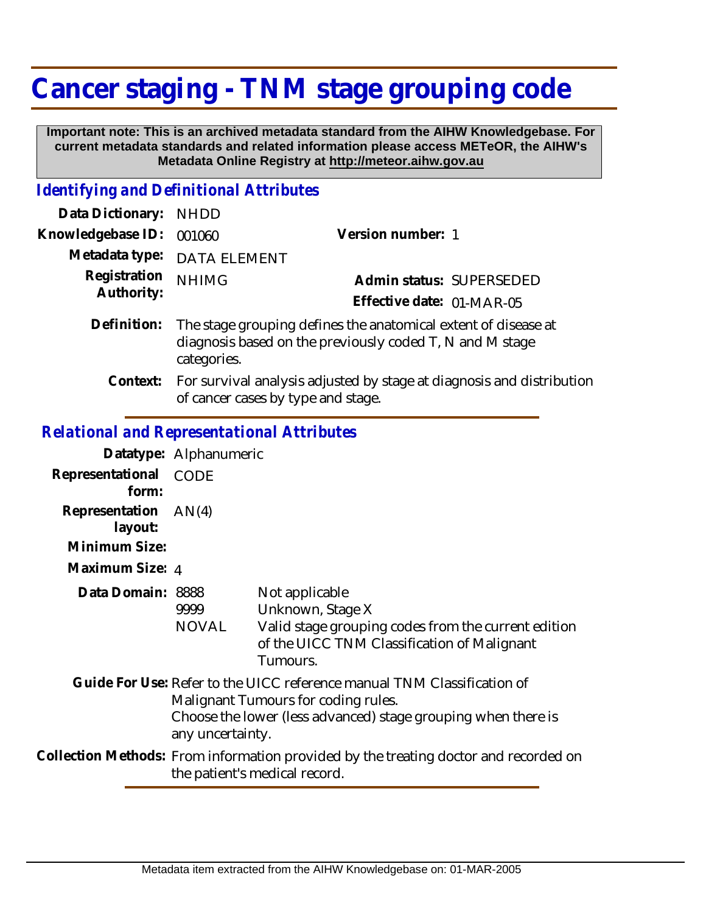# Cancer staging - TNM stage grouping code

**Important note: This is an archived metadata standard from the AIHW Knowledgebase. For current metadata standards and related information please access METeOR, the AIHW's Metadata Online Registry at http://meteor.aihw.gov.au**

## *Identifying and Definitional Attributes*

**Data Dictionary:** NHDD

**Knowledgebase ID:** 001060

**Version number:** 1

**Metadata type:** DATA ELEMENT

**Registration Authority:** NHIMG

**Admin status:** SUPERSEDED

**Effective date:** 01-MAR-05

**Definition:** The stage grouping defines the anatomical extent of disease at diagnosis based on the previously coded T, N and M stage categories.

**Context:** For survival analysis adjusted by stage at diagnosis and distribution of cancer cases by type and stage.

## *Relational and Representational Attributes*

**Datatype:** Alphanumeric

**Representational form:** CODE

**Representation layout:** AN(4)

**Minimum Size:**

**Maximum Size:** 4

**Data Domain:**

| | |
|---|---|
| 8888 | Not applicable |
| 9999 | Unknown, Stage X |
| NOVAL | Valid stage grouping codes from the current edition of the UICC TNM Classification of Malignant Tumours. |

**Guide For Use:** Refer to the UICC reference manual TNM Classification of Malignant Tumours for coding rules.
Choose the lower (less advanced) stage grouping when there is any uncertainty.

**Collection Methods:** From information provided by the treating doctor and recorded on the patient's medical record.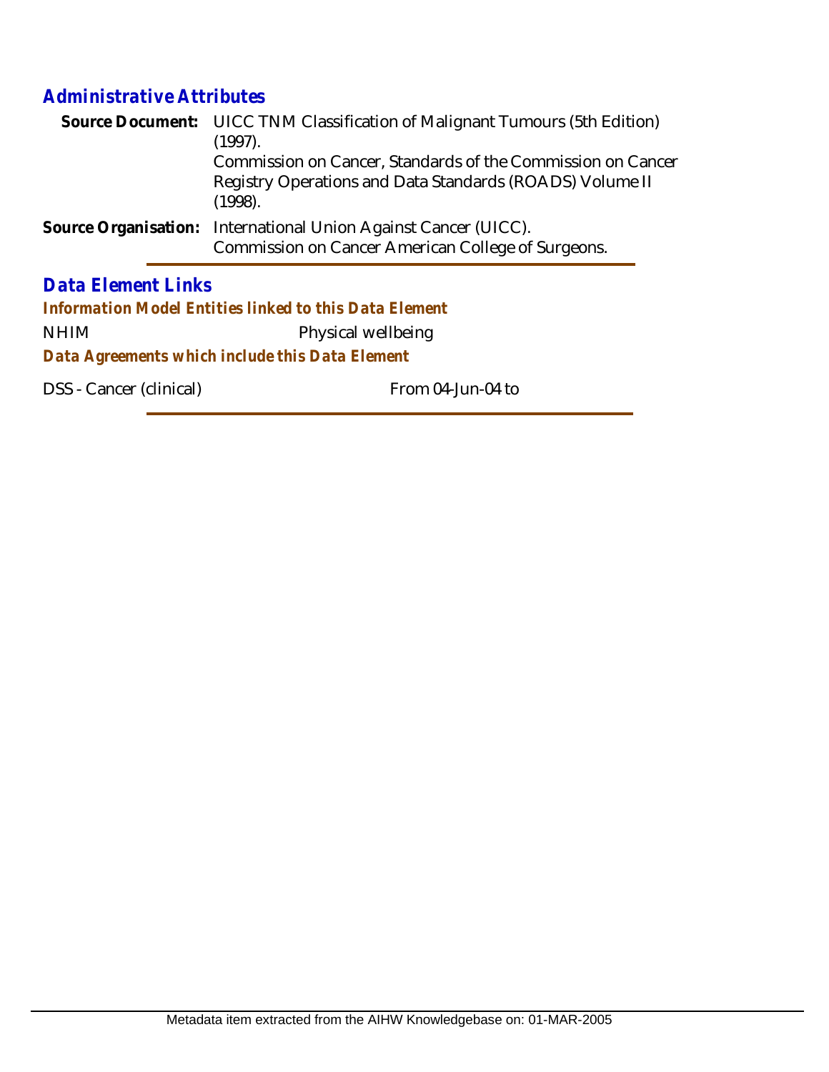## Administrative Attributes

**Source Document:** UICC TNM Classification of Malignant Tumours (5th Edition) (1997).
Commission on Cancer, Standards of the Commission on Cancer Registry Operations and Data Standards (ROADS) Volume II (1998).

**Source Organisation:** International Union Against Cancer (UICC).
Commission on Cancer American College of Surgeons.

## Data Element Links

### Information Model Entities linked to this Data Element

| | |
|---|---|
| NHIM | Physical wellbeing |

### Data Agreements which include this Data Element

| | |
|---|---|
| DSS - Cancer (clinical) | From 04-Jun-04 to |

Metadata item extracted from the AIHW Knowledgebase on: 01-MAR-2005